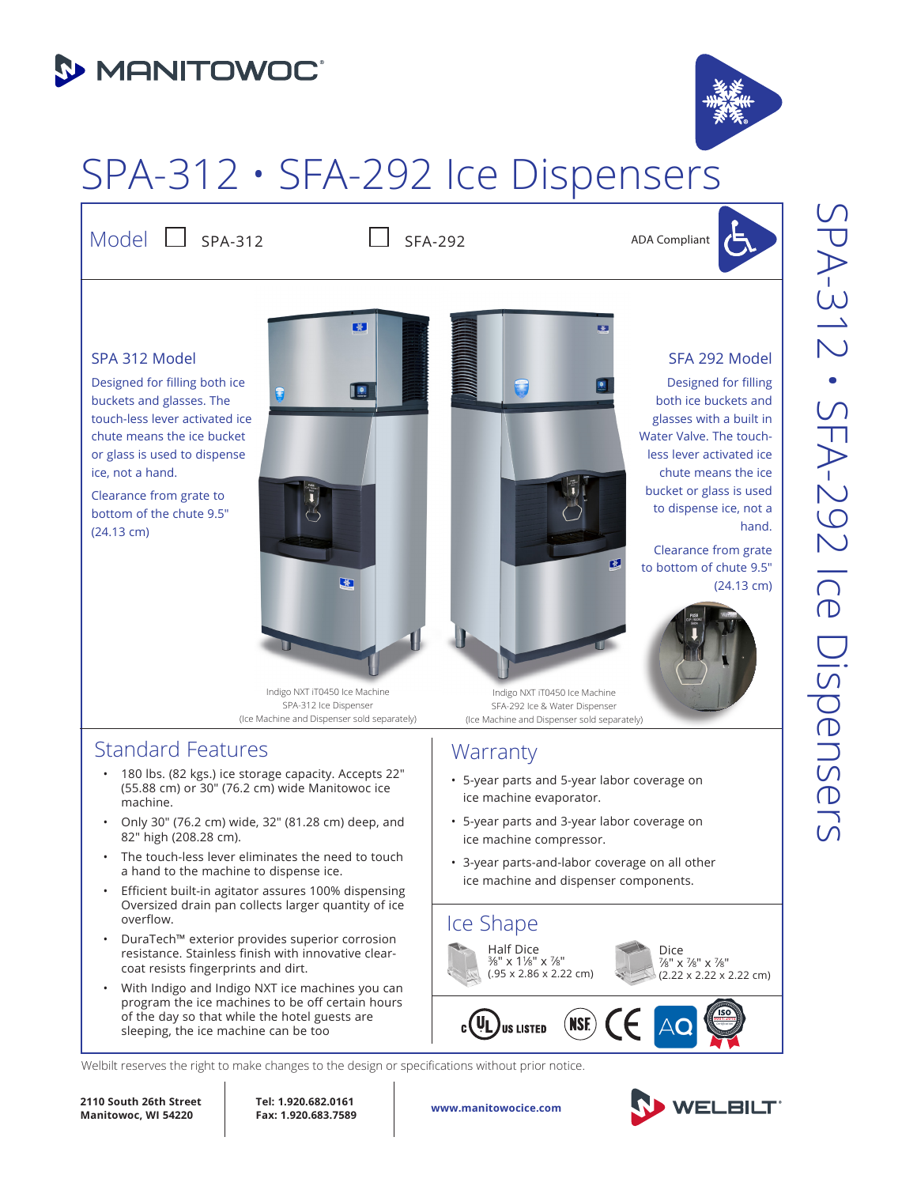# SPA-312 • SFA-292 Ice Dispensers

Model ☐ SPA-312 ☐ SFA-292 ADA Compliant

### SPA 312 Model

Designed for filling both ice buckets and glasses. The touch-less lever activated ice chute means the ice bucket or glass is used to dispense ice, not a hand.

Clearance from grate to bottom of the chute 9.5" (24.13 cm)

Indigo NXT iT0450 Ice Machine
SPA-312 Ice Dispenser
(Ice Machine and Dispenser sold separately)

### SFA 292 Model

Designed for filling both ice buckets and glasses with a built in Water Valve. The touch-less lever activated ice chute means the ice bucket or glass is used to dispense ice, not a hand.

Clearance from grate to bottom of chute 9.5" (24.13 cm)

Indigo NXT iT0450 Ice Machine
SFA-292 Ice & Water Dispenser
(Ice Machine and Dispenser sold separately)

## Standard Features

- 180 lbs. (82 kgs.) ice storage capacity. Accepts 22" (55.88 cm) or 30" (76.2 cm) wide Manitowoc ice machine.
- Only 30" (76.2 cm) wide, 32" (81.28 cm) deep, and 82" high (208.28 cm).
- The touch-less lever eliminates the need to touch a hand to the machine to dispense ice.
- Efficient built-in agitator assures 100% dispensing Oversized drain pan collects larger quantity of ice overflow.
- DuraTech™ exterior provides superior corrosion resistance. Stainless finish with innovative clear-coat resists fingerprints and dirt.
- With Indigo and Indigo NXT ice machines you can program the ice machines to be off certain hours of the day so that while the hotel guests are sleeping, the ice machine can be too

## Warranty

- 5-year parts and 5-year labor coverage on ice machine evaporator.
- 5-year parts and 3-year labor coverage on ice machine compressor.
- 3-year parts-and-labor coverage on all other ice machine and dispenser components.

## Ice Shape

Half Dice
⅜" x 1⅛" x ⅞"
(.95 x 2.86 x 2.22 cm)

Dice
⅞" x ⅞" x ⅞"
(2.22 x 2.22 x 2.22 cm)

Welbilt reserves the right to make changes to the design or specifications without prior notice.

**2110 South 26th Street**
**Manitowoc, WI 54220**

**Tel: 1.920.682.0161**
**Fax: 1.920.683.7589**

**www.manitowocice.com**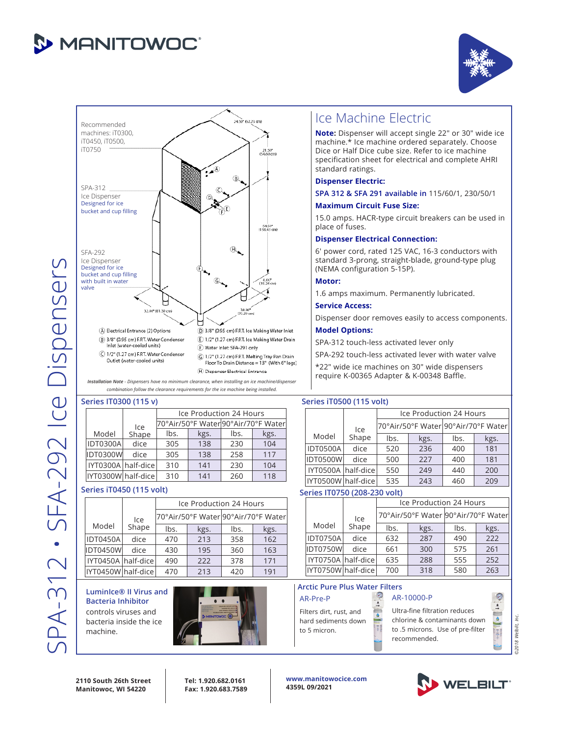Recommended machines: iT0300, iT0450, iT0500, iT0750

SPA-312
Ice Dispenser
Designed for ice bucket and cup filling

SFA-292
Ice Dispenser
Designed for ice bucket and cup filling with built in water valve

24.50" (62.23 cm)
21.50" (54.60 cm)
54.50" (138.43 cm)
6.00" (15.24 cm)
32.00" (81.30 cm)
30.00" (76.20 cm)

Ⓐ Electrical Entrance (2) Options
Ⓑ 3/8" (0.95 cm) F.P.T. Water Condenser Inlet (water-cooled units)
Ⓒ 1/2" (1.27 cm) F.P.T. Water Condenser Outlet (water-cooled units)
Ⓓ 3/8" (0.95 cm) F.P.T. Ice Making Water Inlet
Ⓔ 1/2" (1.27 cm) F.P.T. Ice Making Water Drain
Ⓕ Water inlet: SFA-291 only
Ⓖ 1/2" (1.27 cm) F.P.T. Melting Tray Pan Drain Floor To Drain Distance = 13" (With 6" legs)
Ⓗ Dispenser Electrical Entrance

*Installation Note - Dispensers have no minimum clearance, when installing on ice machine/dispenser combination follow the clearance requirements for the ice machine being installed.*

# Ice Machine Electric

**Note:** Dispenser will accept single 22" or 30" wide ice machine.* Ice machine ordered separately. Choose Dice or Half Dice cube size. Refer to ice machine specification sheet for electrical and complete AHRI standard ratings.

**Dispenser Electric:**

**SPA 312 & SFA 291 available in** 115/60/1, 230/50/1

**Maximum Circuit Fuse Size:**

15.0 amps. HACR-type circuit breakers can be used in place of fuses.

**Dispenser Electrical Connection:**

6' power cord, rated 125 VAC, 16-3 conductors with standard 3-prong, straight-blade, ground-type plug (NEMA configuration 5-15P).

**Motor:**

1.6 amps maximum. Permanently lubricated.

**Service Access:**

Dispenser door removes easily to access components.

**Model Options:**

SPA-312 touch-less activated lever only

SPA-292 touch-less activated lever with water valve

*22" wide ice machines on 30" wide dispensers require K-00365 Adapter & K-00348 Baffle.

## Series IT0300 (115 v)

| Model | Ice Shape | Ice Production 24 Hours | | | |
|---|---|---|---|---|---|
| | | 70°Air/50°F Water | | 90°Air/70°F Water | |
| | | lbs. | kgs. | lbs. | kgs. |
| IDT0300A | dice | 305 | 138 | 230 | 104 |
| IDT0300W | dice | 305 | 138 | 258 | 117 |
| IYT0300A | half-dice | 310 | 141 | 230 | 104 |
| IYT0300W | half-dice | 310 | 141 | 260 | 118 |

## Series iT0450 (115 volt)

| Model | Ice Shape | Ice Production 24 Hours | | | |
|---|---|---|---|---|---|
| | | 70°Air/50°F Water | | 90°Air/70°F Water | |
| | | lbs. | kgs. | lbs. | kgs. |
| IDT0450A | dice | 470 | 213 | 358 | 162 |
| IDT0450W | dice | 430 | 195 | 360 | 163 |
| IYT0450A | half-dice | 490 | 222 | 378 | 171 |
| IYT0450W | half-dice | 470 | 213 | 420 | 191 |

## Series iT0500 (115 volt)

| Model | Ice Shape | Ice Production 24 Hours | | | |
|---|---|---|---|---|---|
| | | 70°Air/50°F Water | | 90°Air/70°F Water | |
| | | lbs. | kgs. | lbs. | kgs. |
| IDT0500A | dice | 520 | 236 | 400 | 181 |
| IDT0500W | dice | 500 | 227 | 400 | 181 |
| IYT0500A | half-dice | 550 | 249 | 440 | 200 |
| IYT0500W | half-dice | 535 | 243 | 460 | 209 |

## Series IT0750 (208-230 volt)

| Model | Ice Shape | Ice Production 24 Hours | | | |
|---|---|---|---|---|---|
| | | 70°Air/50°F Water | | 90°Air/70°F Water | |
| | | lbs. | kgs. | lbs. | kgs. |
| IDT0750A | dice | 632 | 287 | 490 | 222 |
| IDT0750W | dice | 661 | 300 | 575 | 261 |
| IYT0750A | half-dice | 635 | 288 | 555 | 252 |
| IYT0750W | half-dice | 700 | 318 | 580 | 263 |

**LuminIce® II Virus and Bacteria Inhibitor**

controls viruses and bacteria inside the ice machine.

**Arctic Pure Plus Water Filters**

AR-Pre-P

Filters dirt, rust, and hard sediments down to 5 micron.

AR-10000-P

Ultra-fine filtration reduces chlorine & contaminants down to .5 microns. Use of pre-filter recommended.

SPA-312 • SFA-292 Ice Dispensers

©2018 Welbilt, Inc.

2110 South 26th Street
Manitowoc, WI 54220

Tel: 1.920.682.0161
Fax: 1.920.683.7589

www.manitowocice.com
4359L 09/2021